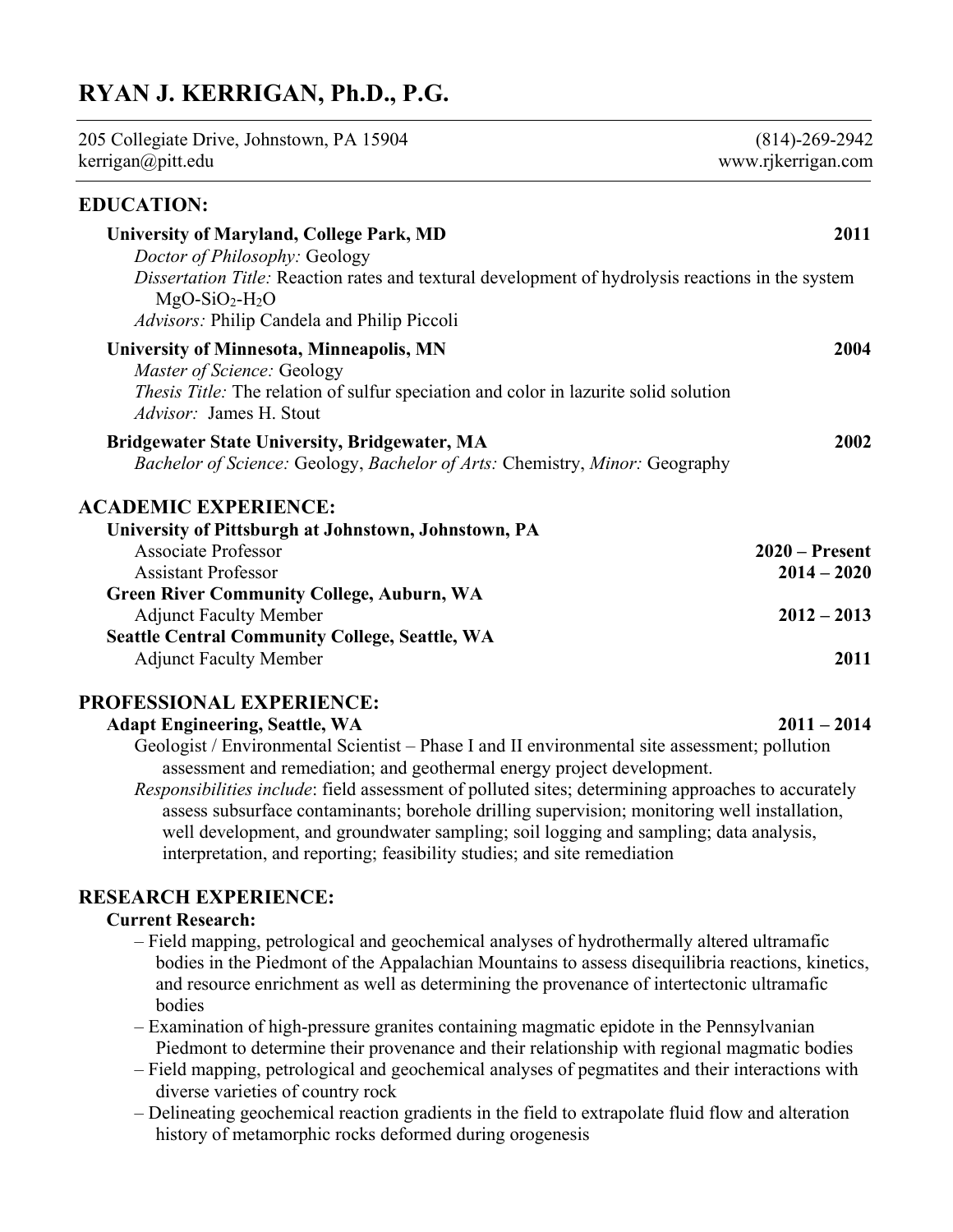# RYAN J. KERRIGAN, Ph.D., P.G.

205 Collegiate Drive, Johnstown, PA 15904 — (814)-269-2942
kerrigan@pitt.edu — www.rjkerrigan.com

## EDUCATION:

**University of Maryland, College Park, MD** — **2011**
*Doctor of Philosophy:* Geology
*Dissertation Title:* Reaction rates and textural development of hydrolysis reactions in the system $MgO$-$SiO_2$-$H_2O$
*Advisors:* Philip Candela and Philip Piccoli

**University of Minnesota, Minneapolis, MN** — **2004**
*Master of Science:* Geology
*Thesis Title:* The relation of sulfur speciation and color in lazurite solid solution
*Advisor:* James H. Stout

**Bridgewater State University, Bridgewater, MA** — **2002**
*Bachelor of Science:* Geology, *Bachelor of Arts:* Chemistry, *Minor:* Geography

## ACADEMIC EXPERIENCE:

**University of Pittsburgh at Johnstown, Johnstown, PA**
Associate Professor — **2020 – Present**
Assistant Professor — **2014 – 2020**

**Green River Community College, Auburn, WA**
Adjunct Faculty Member — **2012 – 2013**

**Seattle Central Community College, Seattle, WA**
Adjunct Faculty Member — **2011**

## PROFESSIONAL EXPERIENCE:

**Adapt Engineering, Seattle, WA** — **2011 – 2014**
Geologist / Environmental Scientist – Phase I and II environmental site assessment; pollution assessment and remediation; and geothermal energy project development.
*Responsibilities include*: field assessment of polluted sites; determining approaches to accurately assess subsurface contaminants; borehole drilling supervision; monitoring well installation, well development, and groundwater sampling; soil logging and sampling; data analysis, interpretation, and reporting; feasibility studies; and site remediation

## RESEARCH EXPERIENCE:

### Current Research:

- Field mapping, petrological and geochemical analyses of hydrothermally altered ultramafic bodies in the Piedmont of the Appalachian Mountains to assess disequilibria reactions, kinetics, and resource enrichment as well as determining the provenance of intertectonic ultramafic bodies
- Examination of high-pressure granites containing magmatic epidote in the Pennsylvanian Piedmont to determine their provenance and their relationship with regional magmatic bodies
- Field mapping, petrological and geochemical analyses of pegmatites and their interactions with diverse varieties of country rock
- Delineating geochemical reaction gradients in the field to extrapolate fluid flow and alteration history of metamorphic rocks deformed during orogenesis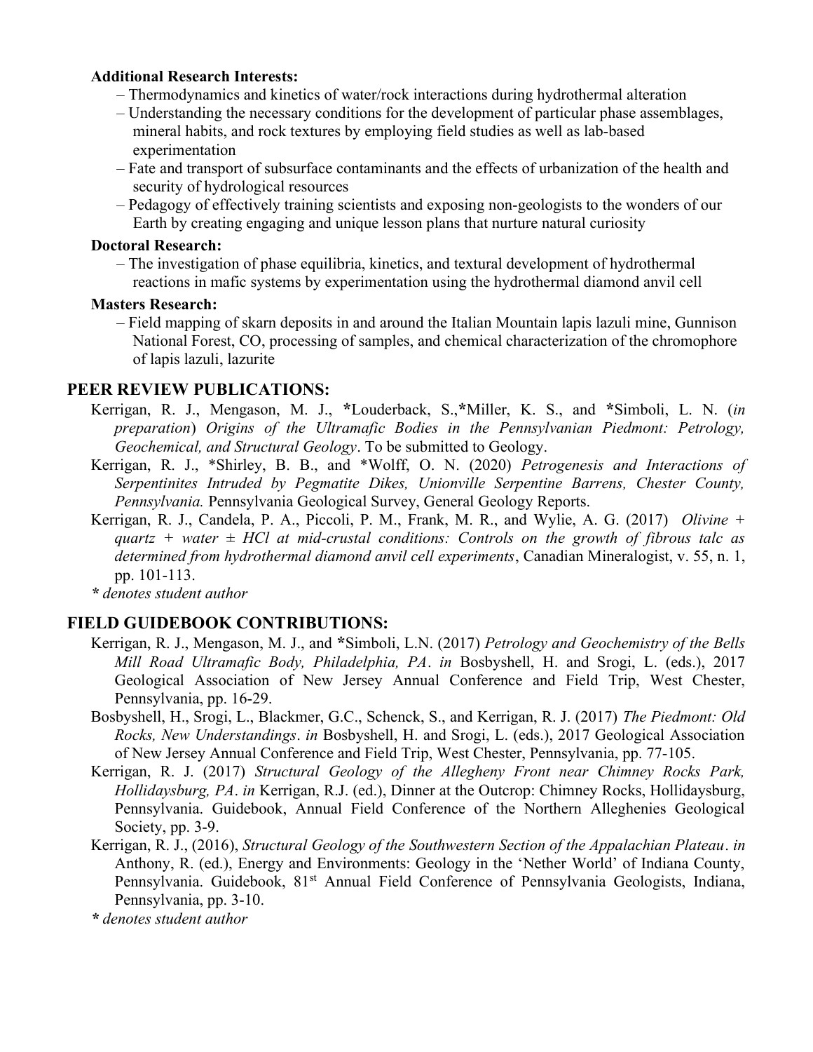**Additional Research Interests:**

– Thermodynamics and kinetics of water/rock interactions during hydrothermal alteration

– Understanding the necessary conditions for the development of particular phase assemblages, mineral habits, and rock textures by employing field studies as well as lab-based experimentation

– Fate and transport of subsurface contaminants and the effects of urbanization of the health and security of hydrological resources

– Pedagogy of effectively training scientists and exposing non-geologists to the wonders of our Earth by creating engaging and unique lesson plans that nurture natural curiosity

**Doctoral Research:**

– The investigation of phase equilibria, kinetics, and textural development of hydrothermal reactions in mafic systems by experimentation using the hydrothermal diamond anvil cell

**Masters Research:**

– Field mapping of skarn deposits in and around the Italian Mountain lapis lazuli mine, Gunnison National Forest, CO, processing of samples, and chemical characterization of the chromophore of lapis lazuli, lazurite

## PEER REVIEW PUBLICATIONS:

Kerrigan, R. J., Mengason, M. J., *Louderback, S.,*Miller, K. S., and *Simboli, L. N. (*in preparation*) *Origins of the Ultramafic Bodies in the Pennsylvanian Piedmont: Petrology, Geochemical, and Structural Geology*. To be submitted to Geology.

Kerrigan, R. J., *Shirley, B. B., and *Wolff, O. N. (2020) *Petrogenesis and Interactions of Serpentinites Intruded by Pegmatite Dikes, Unionville Serpentine Barrens, Chester County, Pennsylvania.* Pennsylvania Geological Survey, General Geology Reports.

Kerrigan, R. J., Candela, P. A., Piccoli, P. M., Frank, M. R., and Wylie, A. G. (2017) *Olivine + quartz + water ± HCl at mid-crustal conditions: Controls on the growth of fibrous talc as determined from hydrothermal diamond anvil cell experiments*, Canadian Mineralogist, v. 55, n. 1, pp. 101-113.

*\* denotes student author*

## FIELD GUIDEBOOK CONTRIBUTIONS:

Kerrigan, R. J., Mengason, M. J., and *Simboli, L.N. (2017) *Petrology and Geochemistry of the Bells Mill Road Ultramafic Body, Philadelphia, PA*. *in* Bosbyshell, H. and Srogi, L. (eds.), 2017 Geological Association of New Jersey Annual Conference and Field Trip, West Chester, Pennsylvania, pp. 16-29.

Bosbyshell, H., Srogi, L., Blackmer, G.C., Schenck, S., and Kerrigan, R. J. (2017) *The Piedmont: Old Rocks, New Understandings*. *in* Bosbyshell, H. and Srogi, L. (eds.), 2017 Geological Association of New Jersey Annual Conference and Field Trip, West Chester, Pennsylvania, pp. 77-105.

Kerrigan, R. J. (2017) *Structural Geology of the Allegheny Front near Chimney Rocks Park, Hollidaysburg, PA*. *in* Kerrigan, R.J. (ed.), Dinner at the Outcrop: Chimney Rocks, Hollidaysburg, Pennsylvania. Guidebook, Annual Field Conference of the Northern Alleghenies Geological Society, pp. 3-9.

Kerrigan, R. J., (2016), *Structural Geology of the Southwestern Section of the Appalachian Plateau*. *in* Anthony, R. (ed.), Energy and Environments: Geology in the 'Nether World' of Indiana County, Pennsylvania. Guidebook, 81st Annual Field Conference of Pennsylvania Geologists, Indiana, Pennsylvania, pp. 3-10.

*\* denotes student author*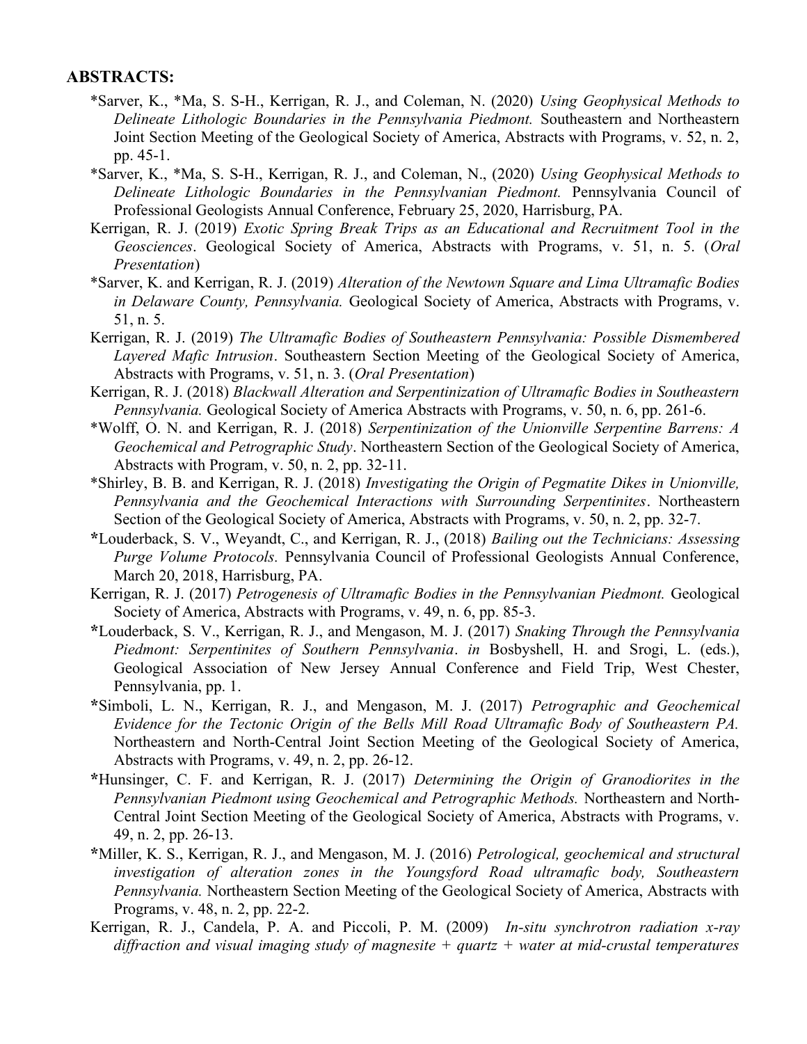## ABSTRACTS:

*Sarver, K., *Ma, S. S-H., Kerrigan, R. J., and Coleman, N. (2020) *Using Geophysical Methods to Delineate Lithologic Boundaries in the Pennsylvania Piedmont.* Southeastern and Northeastern Joint Section Meeting of the Geological Society of America, Abstracts with Programs, v. 52, n. 2, pp. 45-1.

*Sarver, K., *Ma, S. S-H., Kerrigan, R. J., and Coleman, N., (2020) *Using Geophysical Methods to Delineate Lithologic Boundaries in the Pennsylvanian Piedmont.* Pennsylvania Council of Professional Geologists Annual Conference, February 25, 2020, Harrisburg, PA.

Kerrigan, R. J. (2019) *Exotic Spring Break Trips as an Educational and Recruitment Tool in the Geosciences*. Geological Society of America, Abstracts with Programs, v. 51, n. 5. (*Oral Presentation*)

*Sarver, K. and Kerrigan, R. J. (2019) *Alteration of the Newtown Square and Lima Ultramafic Bodies in Delaware County, Pennsylvania.* Geological Society of America, Abstracts with Programs, v. 51, n. 5.

Kerrigan, R. J. (2019) *The Ultramafic Bodies of Southeastern Pennsylvania: Possible Dismembered Layered Mafic Intrusion*. Southeastern Section Meeting of the Geological Society of America, Abstracts with Programs, v. 51, n. 3. (*Oral Presentation*)

Kerrigan, R. J. (2018) *Blackwall Alteration and Serpentinization of Ultramafic Bodies in Southeastern Pennsylvania.* Geological Society of America Abstracts with Programs, v. 50, n. 6, pp. 261-6.

*Wolff, O. N. and Kerrigan, R. J. (2018) *Serpentinization of the Unionville Serpentine Barrens: A Geochemical and Petrographic Study*. Northeastern Section of the Geological Society of America, Abstracts with Program, v. 50, n. 2, pp. 32-11.

*Shirley, B. B. and Kerrigan, R. J. (2018) *Investigating the Origin of Pegmatite Dikes in Unionville, Pennsylvania and the Geochemical Interactions with Surrounding Serpentinites*. Northeastern Section of the Geological Society of America, Abstracts with Programs, v. 50, n. 2, pp. 32-7.

*Louderback, S. V., Weyandt, C., and Kerrigan, R. J., (2018) *Bailing out the Technicians: Assessing Purge Volume Protocols.* Pennsylvania Council of Professional Geologists Annual Conference, March 20, 2018, Harrisburg, PA.

Kerrigan, R. J. (2017) *Petrogenesis of Ultramafic Bodies in the Pennsylvanian Piedmont.* Geological Society of America, Abstracts with Programs, v. 49, n. 6, pp. 85-3.

*Louderback, S. V., Kerrigan, R. J., and Mengason, M. J. (2017) *Snaking Through the Pennsylvania Piedmont: Serpentinites of Southern Pennsylvania*. *in* Bosbyshell, H. and Srogi, L. (eds.), Geological Association of New Jersey Annual Conference and Field Trip, West Chester, Pennsylvania, pp. 1.

*Simboli, L. N., Kerrigan, R. J., and Mengason, M. J. (2017) *Petrographic and Geochemical Evidence for the Tectonic Origin of the Bells Mill Road Ultramafic Body of Southeastern PA.* Northeastern and North-Central Joint Section Meeting of the Geological Society of America, Abstracts with Programs, v. 49, n. 2, pp. 26-12.

*Hunsinger, C. F. and Kerrigan, R. J. (2017) *Determining the Origin of Granodiorites in the Pennsylvanian Piedmont using Geochemical and Petrographic Methods.* Northeastern and North-Central Joint Section Meeting of the Geological Society of America, Abstracts with Programs, v. 49, n. 2, pp. 26-13.

*Miller, K. S., Kerrigan, R. J., and Mengason, M. J. (2016) *Petrological, geochemical and structural investigation of alteration zones in the Youngsford Road ultramafic body, Southeastern Pennsylvania.* Northeastern Section Meeting of the Geological Society of America, Abstracts with Programs, v. 48, n. 2, pp. 22-2.

Kerrigan, R. J., Candela, P. A. and Piccoli, P. M. (2009) *In-situ synchrotron radiation x-ray diffraction and visual imaging study of magnesite + quartz + water at mid-crustal temperatures*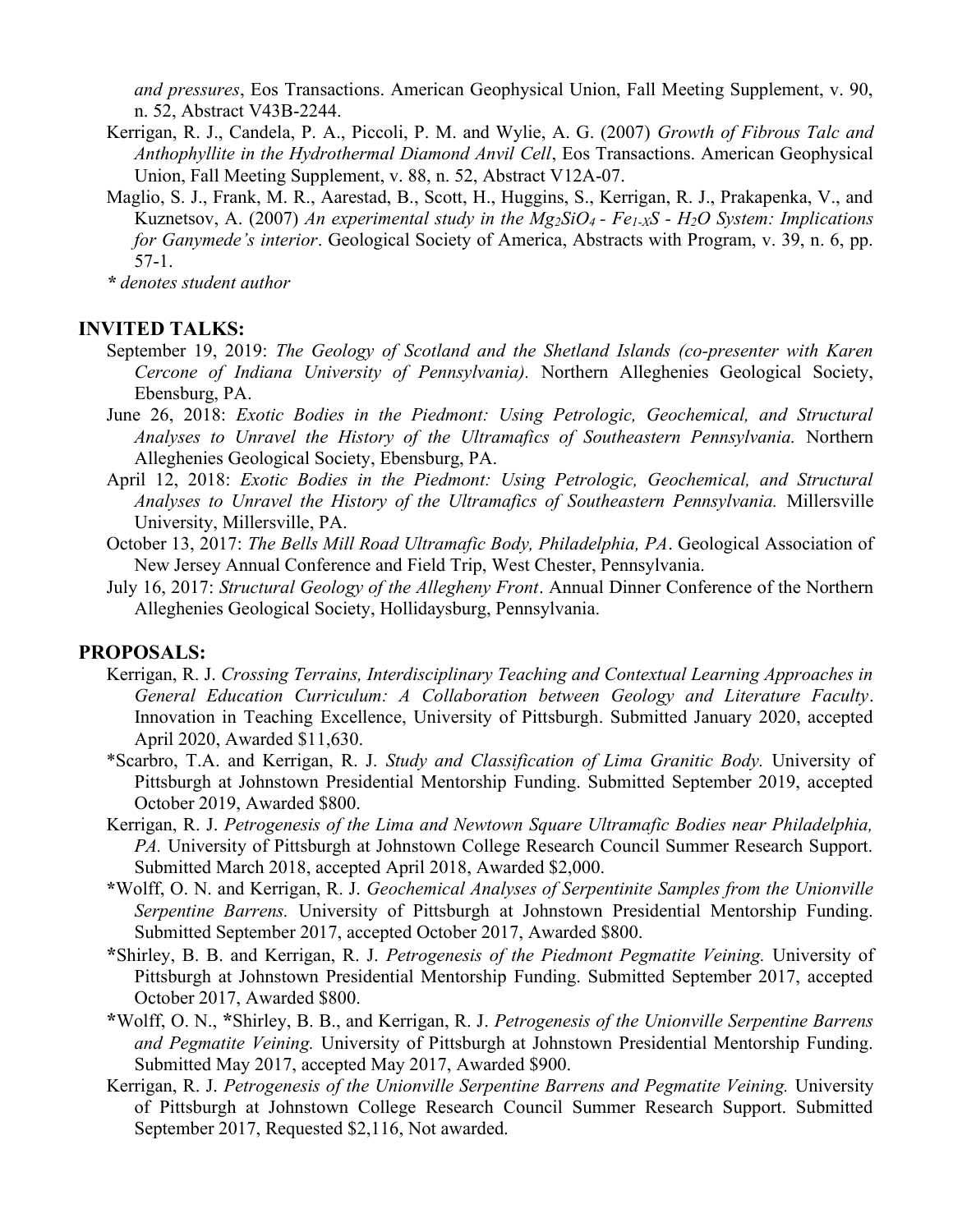*and pressures*, Eos Transactions. American Geophysical Union, Fall Meeting Supplement, v. 90, n. 52, Abstract V43B-2244.

Kerrigan, R. J., Candela, P. A., Piccoli, P. M. and Wylie, A. G. (2007) *Growth of Fibrous Talc and Anthophyllite in the Hydrothermal Diamond Anvil Cell*, Eos Transactions. American Geophysical Union, Fall Meeting Supplement, v. 88, n. 52, Abstract V12A-07.

Maglio, S. J., Frank, M. R., Aarestad, B., Scott, H., Huggins, S., Kerrigan, R. J., Prakapenka, V., and Kuznetsov, A. (2007) *An experimental study in the $Mg_2SiO_4$ - $Fe_{1-X}S$ - $H_2O$ System: Implications for Ganymede's interior*. Geological Society of America, Abstracts with Program, v. 39, n. 6, pp. 57-1.

*\* denotes student author*

## INVITED TALKS:

September 19, 2019: *The Geology of Scotland and the Shetland Islands (co-presenter with Karen Cercone of Indiana University of Pennsylvania).* Northern Alleghenies Geological Society, Ebensburg, PA.

June 26, 2018: *Exotic Bodies in the Piedmont: Using Petrologic, Geochemical, and Structural Analyses to Unravel the History of the Ultramafics of Southeastern Pennsylvania.* Northern Alleghenies Geological Society, Ebensburg, PA.

April 12, 2018: *Exotic Bodies in the Piedmont: Using Petrologic, Geochemical, and Structural Analyses to Unravel the History of the Ultramafics of Southeastern Pennsylvania.* Millersville University, Millersville, PA.

October 13, 2017: *The Bells Mill Road Ultramafic Body, Philadelphia, PA*. Geological Association of New Jersey Annual Conference and Field Trip, West Chester, Pennsylvania.

July 16, 2017: *Structural Geology of the Allegheny Front*. Annual Dinner Conference of the Northern Alleghenies Geological Society, Hollidaysburg, Pennsylvania.

## PROPOSALS:

Kerrigan, R. J. *Crossing Terrains, Interdisciplinary Teaching and Contextual Learning Approaches in General Education Curriculum: A Collaboration between Geology and Literature Faculty*. Innovation in Teaching Excellence, University of Pittsburgh. Submitted January 2020, accepted April 2020, Awarded $11,630.

\*Scarbro, T.A. and Kerrigan, R. J. *Study and Classification of Lima Granitic Body.* University of Pittsburgh at Johnstown Presidential Mentorship Funding. Submitted September 2019, accepted October 2019, Awarded $800.

Kerrigan, R. J. *Petrogenesis of the Lima and Newtown Square Ultramafic Bodies near Philadelphia, PA.* University of Pittsburgh at Johnstown College Research Council Summer Research Support. Submitted March 2018, accepted April 2018, Awarded $2,000.

\*Wolff, O. N. and Kerrigan, R. J. *Geochemical Analyses of Serpentinite Samples from the Unionville Serpentine Barrens.* University of Pittsburgh at Johnstown Presidential Mentorship Funding. Submitted September 2017, accepted October 2017, Awarded $800.

\*Shirley, B. B. and Kerrigan, R. J. *Petrogenesis of the Piedmont Pegmatite Veining.* University of Pittsburgh at Johnstown Presidential Mentorship Funding. Submitted September 2017, accepted October 2017, Awarded $800.

\*Wolff, O. N., \*Shirley, B. B., and Kerrigan, R. J. *Petrogenesis of the Unionville Serpentine Barrens and Pegmatite Veining.* University of Pittsburgh at Johnstown Presidential Mentorship Funding. Submitted May 2017, accepted May 2017, Awarded $900.

Kerrigan, R. J. *Petrogenesis of the Unionville Serpentine Barrens and Pegmatite Veining.* University of Pittsburgh at Johnstown College Research Council Summer Research Support. Submitted September 2017, Requested $2,116, Not awarded.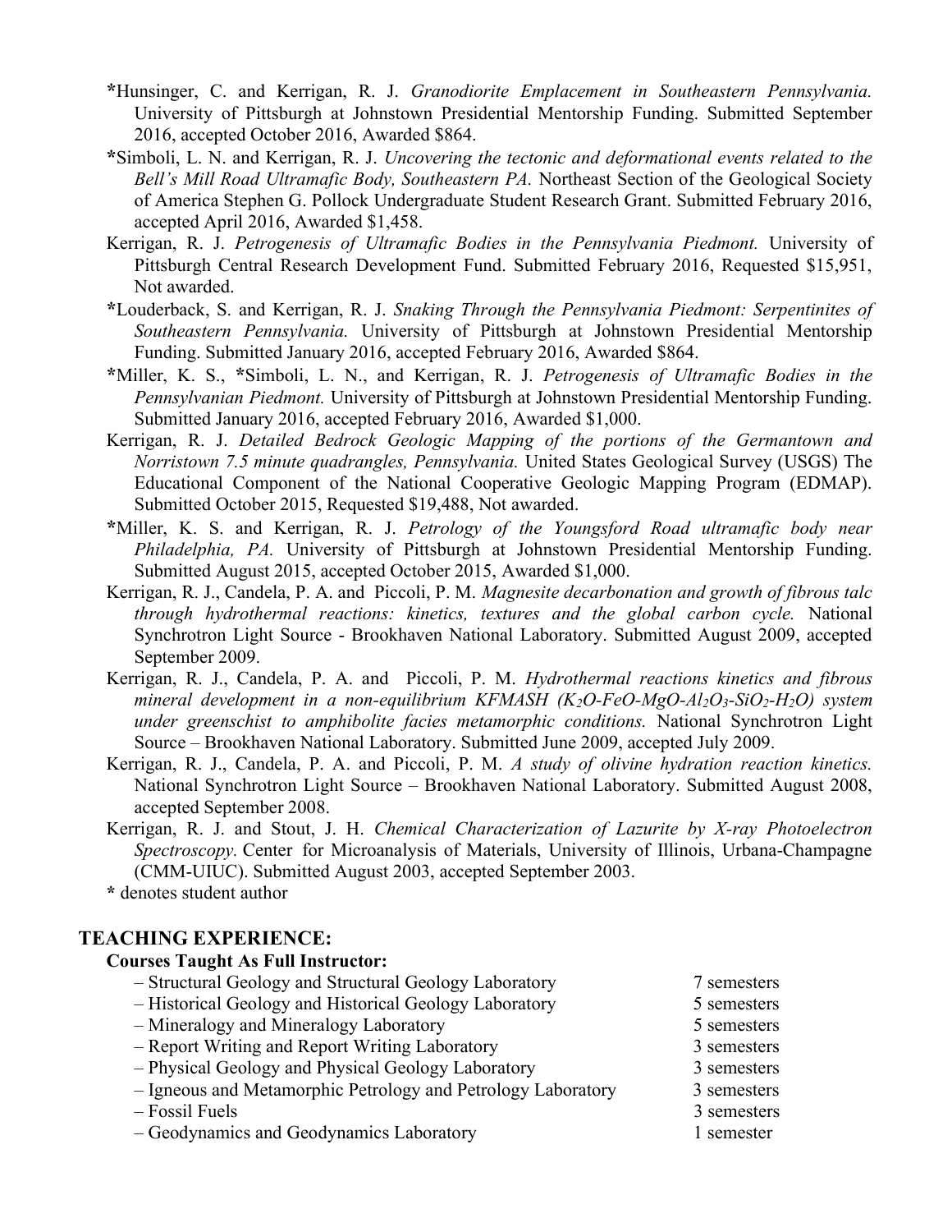*Hunsinger, C. and Kerrigan, R. J. *Granodiorite Emplacement in Southeastern Pennsylvania.* University of Pittsburgh at Johnstown Presidential Mentorship Funding. Submitted September 2016, accepted October 2016, Awarded $864.

*Simboli, L. N. and Kerrigan, R. J. *Uncovering the tectonic and deformational events related to the Bell's Mill Road Ultramafic Body, Southeastern PA.* Northeast Section of the Geological Society of America Stephen G. Pollock Undergraduate Student Research Grant. Submitted February 2016, accepted April 2016, Awarded $1,458.

Kerrigan, R. J. *Petrogenesis of Ultramafic Bodies in the Pennsylvania Piedmont.* University of Pittsburgh Central Research Development Fund. Submitted February 2016, Requested $15,951, Not awarded.

*Louderback, S. and Kerrigan, R. J. *Snaking Through the Pennsylvania Piedmont: Serpentinites of Southeastern Pennsylvania.* University of Pittsburgh at Johnstown Presidential Mentorship Funding. Submitted January 2016, accepted February 2016, Awarded $864.

*Miller, K. S., *Simboli, L. N., and Kerrigan, R. J. *Petrogenesis of Ultramafic Bodies in the Pennsylvanian Piedmont.* University of Pittsburgh at Johnstown Presidential Mentorship Funding. Submitted January 2016, accepted February 2016, Awarded $1,000.

Kerrigan, R. J. *Detailed Bedrock Geologic Mapping of the portions of the Germantown and Norristown 7.5 minute quadrangles, Pennsylvania.* United States Geological Survey (USGS) The Educational Component of the National Cooperative Geologic Mapping Program (EDMAP). Submitted October 2015, Requested $19,488, Not awarded.

*Miller, K. S. and Kerrigan, R. J. *Petrology of the Youngsford Road ultramafic body near Philadelphia, PA.* University of Pittsburgh at Johnstown Presidential Mentorship Funding. Submitted August 2015, accepted October 2015, Awarded $1,000.

Kerrigan, R. J., Candela, P. A. and Piccoli, P. M. *Magnesite decarbonation and growth of fibrous talc through hydrothermal reactions: kinetics, textures and the global carbon cycle.* National Synchrotron Light Source - Brookhaven National Laboratory. Submitted August 2009, accepted September 2009.

Kerrigan, R. J., Candela, P. A. and Piccoli, P. M. *Hydrothermal reactions kinetics and fibrous mineral development in a non-equilibrium KFMASH ($K_2O$-$FeO$-$MgO$-$Al_2O_3$-$SiO_2$-$H_2O$) system under greenschist to amphibolite facies metamorphic conditions.* National Synchrotron Light Source – Brookhaven National Laboratory. Submitted June 2009, accepted July 2009.

Kerrigan, R. J., Candela, P. A. and Piccoli, P. M. *A study of olivine hydration reaction kinetics.* National Synchrotron Light Source – Brookhaven National Laboratory. Submitted August 2008, accepted September 2008.

Kerrigan, R. J. and Stout, J. H. *Chemical Characterization of Lazurite by X-ray Photoelectron Spectroscopy.* Center for Microanalysis of Materials, University of Illinois, Urbana-Champagne (CMM-UIUC). Submitted August 2003, accepted September 2003.

\* denotes student author

## TEACHING EXPERIENCE:

### Courses Taught As Full Instructor:

| Course | Semesters |
|---|---|
| – Structural Geology and Structural Geology Laboratory | 7 semesters |
| – Historical Geology and Historical Geology Laboratory | 5 semesters |
| – Mineralogy and Mineralogy Laboratory | 5 semesters |
| – Report Writing and Report Writing Laboratory | 3 semesters |
| – Physical Geology and Physical Geology Laboratory | 3 semesters |
| – Igneous and Metamorphic Petrology and Petrology Laboratory | 3 semesters |
| – Fossil Fuels | 3 semesters |
| – Geodynamics and Geodynamics Laboratory | 1 semester |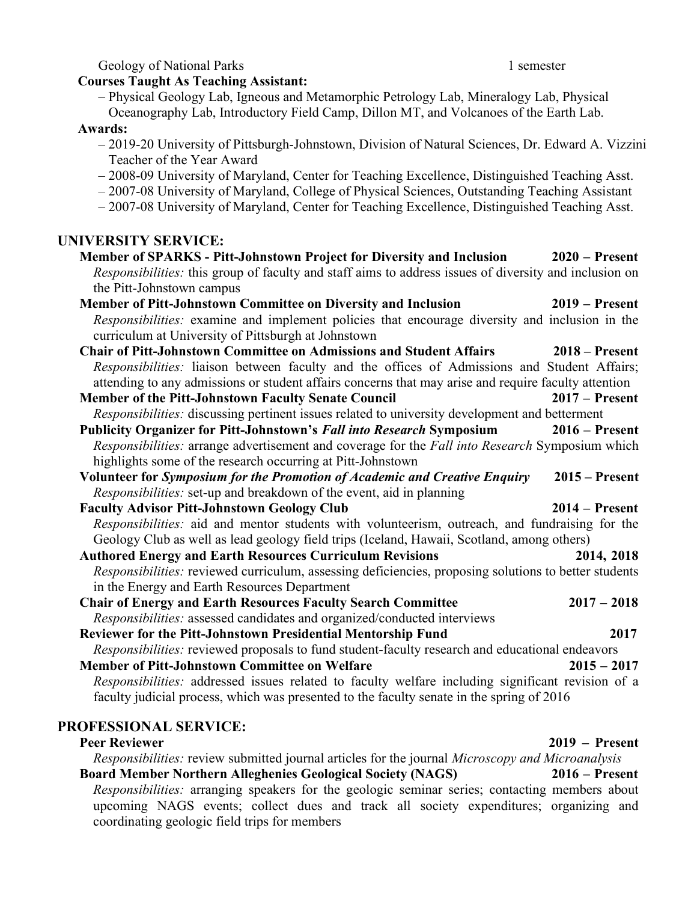Geology of National Parks 1 semester

**Courses Taught As Teaching Assistant:**

– Physical Geology Lab, Igneous and Metamorphic Petrology Lab, Mineralogy Lab, Physical Oceanography Lab, Introductory Field Camp, Dillon MT, and Volcanoes of the Earth Lab.

**Awards:**

– 2019-20 University of Pittsburgh-Johnstown, Division of Natural Sciences, Dr. Edward A. Vizzini Teacher of the Year Award
– 2008-09 University of Maryland, Center for Teaching Excellence, Distinguished Teaching Asst.
– 2007-08 University of Maryland, College of Physical Sciences, Outstanding Teaching Assistant
– 2007-08 University of Maryland, Center for Teaching Excellence, Distinguished Teaching Asst.

## UNIVERSITY SERVICE:

**Member of SPARKS - Pitt-Johnstown Project for Diversity and Inclusion 2020 – Present**
*Responsibilities:* this group of faculty and staff aims to address issues of diversity and inclusion on the Pitt-Johnstown campus

**Member of Pitt-Johnstown Committee on Diversity and Inclusion 2019 – Present**
*Responsibilities:* examine and implement policies that encourage diversity and inclusion in the curriculum at University of Pittsburgh at Johnstown

**Chair of Pitt-Johnstown Committee on Admissions and Student Affairs 2018 – Present**
*Responsibilities:* liaison between faculty and the offices of Admissions and Student Affairs; attending to any admissions or student affairs concerns that may arise and require faculty attention

**Member of the Pitt-Johnstown Faculty Senate Council 2017 – Present**
*Responsibilities:* discussing pertinent issues related to university development and betterment

**Publicity Organizer for Pitt-Johnstown's *Fall into Research* Symposium 2016 – Present**
*Responsibilities:* arrange advertisement and coverage for the *Fall into Research* Symposium which highlights some of the research occurring at Pitt-Johnstown

**Volunteer for *Symposium for the Promotion of Academic and Creative Enquiry* 2015 – Present**
*Responsibilities:* set-up and breakdown of the event, aid in planning

**Faculty Advisor Pitt-Johnstown Geology Club 2014 – Present**
*Responsibilities:* aid and mentor students with volunteerism, outreach, and fundraising for the Geology Club as well as lead geology field trips (Iceland, Hawaii, Scotland, among others)

**Authored Energy and Earth Resources Curriculum Revisions 2014, 2018**
*Responsibilities:* reviewed curriculum, assessing deficiencies, proposing solutions to better students in the Energy and Earth Resources Department

**Chair of Energy and Earth Resources Faculty Search Committee 2017 – 2018**
*Responsibilities:* assessed candidates and organized/conducted interviews

**Reviewer for the Pitt-Johnstown Presidential Mentorship Fund 2017**
*Responsibilities:* reviewed proposals to fund student-faculty research and educational endeavors

**Member of Pitt-Johnstown Committee on Welfare 2015 – 2017**
*Responsibilities:* addressed issues related to faculty welfare including significant revision of a faculty judicial process, which was presented to the faculty senate in the spring of 2016

## PROFESSIONAL SERVICE:

**Peer Reviewer 2019 – Present**
*Responsibilities:* review submitted journal articles for the journal *Microscopy and Microanalysis*

**Board Member Northern Alleghenies Geological Society (NAGS) 2016 – Present**
*Responsibilities:* arranging speakers for the geologic seminar series; contacting members about upcoming NAGS events; collect dues and track all society expenditures; organizing and coordinating geologic field trips for members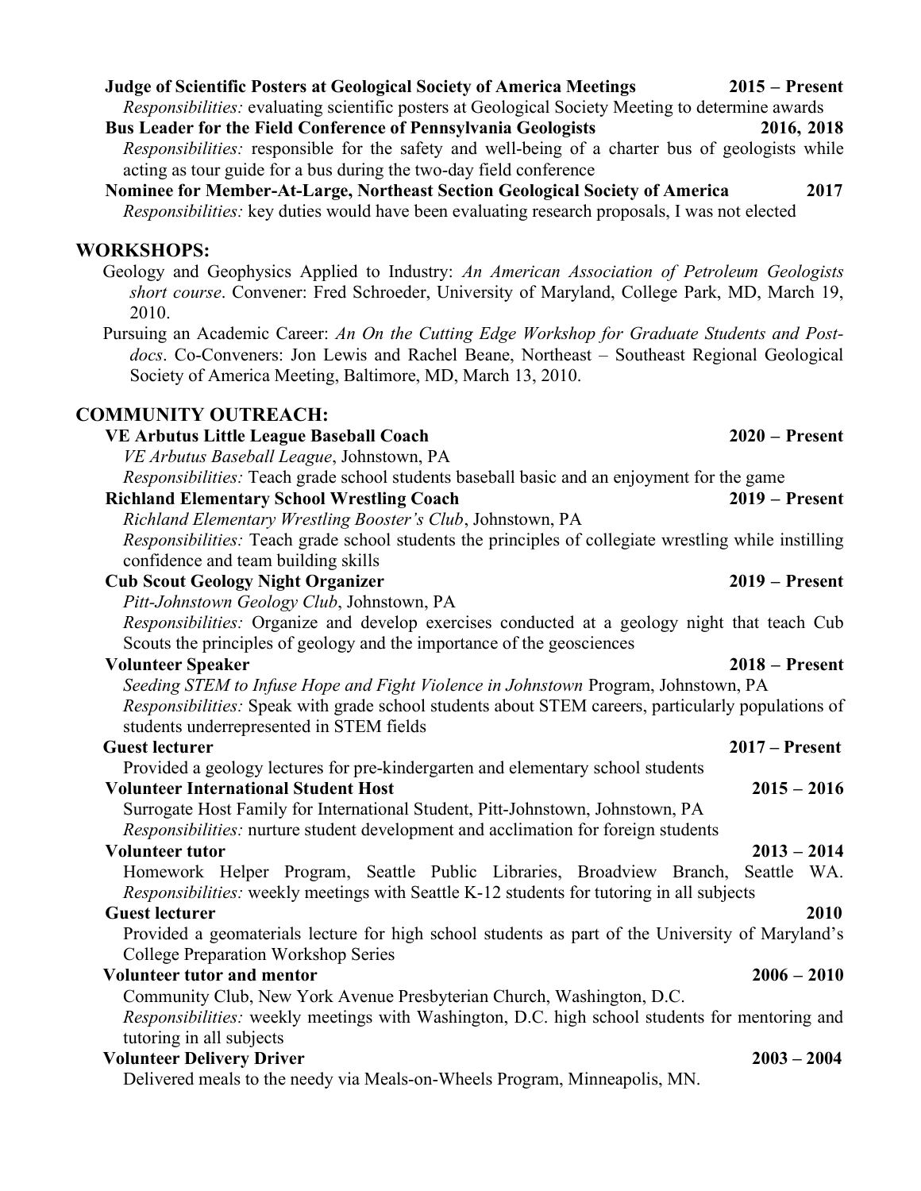**Judge of Scientific Posters at Geological Society of America Meetings** **2015 – Present**
*Responsibilities:* evaluating scientific posters at Geological Society Meeting to determine awards

**Bus Leader for the Field Conference of Pennsylvania Geologists** **2016, 2018**
*Responsibilities:* responsible for the safety and well-being of a charter bus of geologists while acting as tour guide for a bus during the two-day field conference

**Nominee for Member-At-Large, Northeast Section Geological Society of America** **2017**
*Responsibilities:* key duties would have been evaluating research proposals, I was not elected

## WORKSHOPS:

Geology and Geophysics Applied to Industry: *An American Association of Petroleum Geologists short course*. Convener: Fred Schroeder, University of Maryland, College Park, MD, March 19, 2010.

Pursuing an Academic Career: *An On the Cutting Edge Workshop for Graduate Students and Post-docs*. Co-Conveners: Jon Lewis and Rachel Beane, Northeast – Southeast Regional Geological Society of America Meeting, Baltimore, MD, March 13, 2010.

## COMMUNITY OUTREACH:

**VE Arbutus Little League Baseball Coach** **2020 – Present**
*VE Arbutus Baseball League*, Johnstown, PA
*Responsibilities:* Teach grade school students baseball basic and an enjoyment for the game

**Richland Elementary School Wrestling Coach** **2019 – Present**
*Richland Elementary Wrestling Booster's Club*, Johnstown, PA
*Responsibilities:* Teach grade school students the principles of collegiate wrestling while instilling confidence and team building skills

**Cub Scout Geology Night Organizer** **2019 – Present**
*Pitt-Johnstown Geology Club*, Johnstown, PA
*Responsibilities:* Organize and develop exercises conducted at a geology night that teach Cub Scouts the principles of geology and the importance of the geosciences

**Volunteer Speaker** **2018 – Present**
*Seeding STEM to Infuse Hope and Fight Violence in Johnstown* Program, Johnstown, PA
*Responsibilities:* Speak with grade school students about STEM careers, particularly populations of students underrepresented in STEM fields

**Guest lecturer** **2017 – Present**
Provided a geology lectures for pre-kindergarten and elementary school students

**Volunteer International Student Host** **2015 – 2016**
Surrogate Host Family for International Student, Pitt-Johnstown, Johnstown, PA
*Responsibilities:* nurture student development and acclimation for foreign students

**Volunteer tutor** **2013 – 2014**
Homework Helper Program, Seattle Public Libraries, Broadview Branch, Seattle WA.
*Responsibilities:* weekly meetings with Seattle K-12 students for tutoring in all subjects

**Guest lecturer** **2010**
Provided a geomaterials lecture for high school students as part of the University of Maryland's College Preparation Workshop Series

**Volunteer tutor and mentor** **2006 – 2010**
Community Club, New York Avenue Presbyterian Church, Washington, D.C.
*Responsibilities:* weekly meetings with Washington, D.C. high school students for mentoring and tutoring in all subjects

**Volunteer Delivery Driver** **2003 – 2004**
Delivered meals to the needy via Meals-on-Wheels Program, Minneapolis, MN.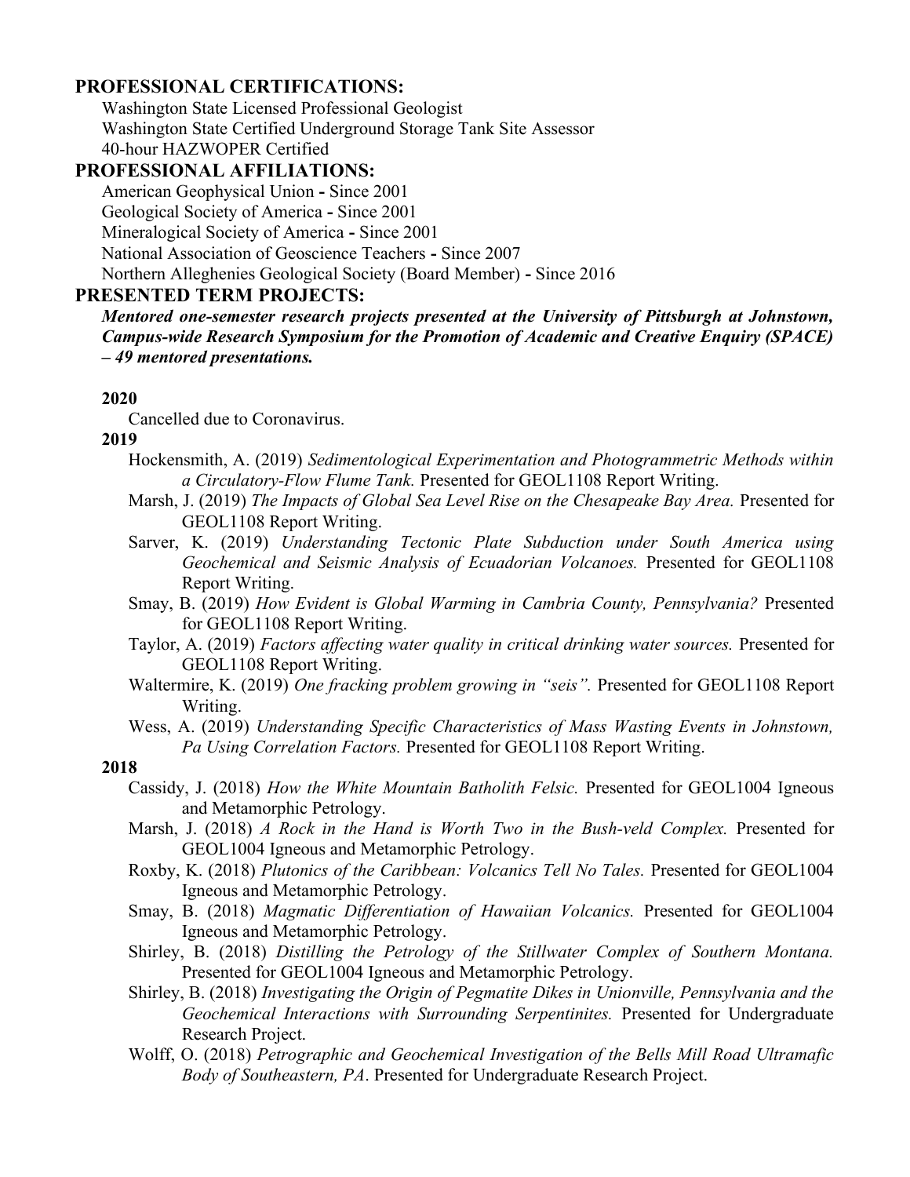## PROFESSIONAL CERTIFICATIONS:

Washington State Licensed Professional Geologist
Washington State Certified Underground Storage Tank Site Assessor
40-hour HAZWOPER Certified

## PROFESSIONAL AFFILIATIONS:

American Geophysical Union **-** Since 2001
Geological Society of America **-** Since 2001
Mineralogical Society of America **-** Since 2001
National Association of Geoscience Teachers **-** Since 2007
Northern Alleghenies Geological Society (Board Member) **-** Since 2016

## PRESENTED TERM PROJECTS:

***Mentored one-semester research projects presented at the University of Pittsburgh at Johnstown, Campus-wide Research Symposium for the Promotion of Academic and Creative Enquiry (SPACE) – 49 mentored presentations.***

**2020**

Cancelled due to Coronavirus.

**2019**

- Hockensmith, A. (2019) *Sedimentological Experimentation and Photogrammetric Methods within a Circulatory-Flow Flume Tank.* Presented for GEOL1108 Report Writing.
- Marsh, J. (2019) *The Impacts of Global Sea Level Rise on the Chesapeake Bay Area.* Presented for GEOL1108 Report Writing.
- Sarver, K. (2019) *Understanding Tectonic Plate Subduction under South America using Geochemical and Seismic Analysis of Ecuadorian Volcanoes.* Presented for GEOL1108 Report Writing.
- Smay, B. (2019) *How Evident is Global Warming in Cambria County, Pennsylvania?* Presented for GEOL1108 Report Writing.
- Taylor, A. (2019) *Factors affecting water quality in critical drinking water sources.* Presented for GEOL1108 Report Writing.
- Waltermire, K. (2019) *One fracking problem growing in "seis".* Presented for GEOL1108 Report Writing.
- Wess, A. (2019) *Understanding Specific Characteristics of Mass Wasting Events in Johnstown, Pa Using Correlation Factors.* Presented for GEOL1108 Report Writing.

**2018**

- Cassidy, J. (2018) *How the White Mountain Batholith Felsic.* Presented for GEOL1004 Igneous and Metamorphic Petrology.
- Marsh, J. (2018) *A Rock in the Hand is Worth Two in the Bush-veld Complex.* Presented for GEOL1004 Igneous and Metamorphic Petrology.
- Roxby, K. (2018) *Plutonics of the Caribbean: Volcanics Tell No Tales.* Presented for GEOL1004 Igneous and Metamorphic Petrology.
- Smay, B. (2018) *Magmatic Differentiation of Hawaiian Volcanics.* Presented for GEOL1004 Igneous and Metamorphic Petrology.
- Shirley, B. (2018) *Distilling the Petrology of the Stillwater Complex of Southern Montana.* Presented for GEOL1004 Igneous and Metamorphic Petrology.
- Shirley, B. (2018) *Investigating the Origin of Pegmatite Dikes in Unionville, Pennsylvania and the Geochemical Interactions with Surrounding Serpentinites.* Presented for Undergraduate Research Project.
- Wolff, O. (2018) *Petrographic and Geochemical Investigation of the Bells Mill Road Ultramafic Body of Southeastern, PA*. Presented for Undergraduate Research Project.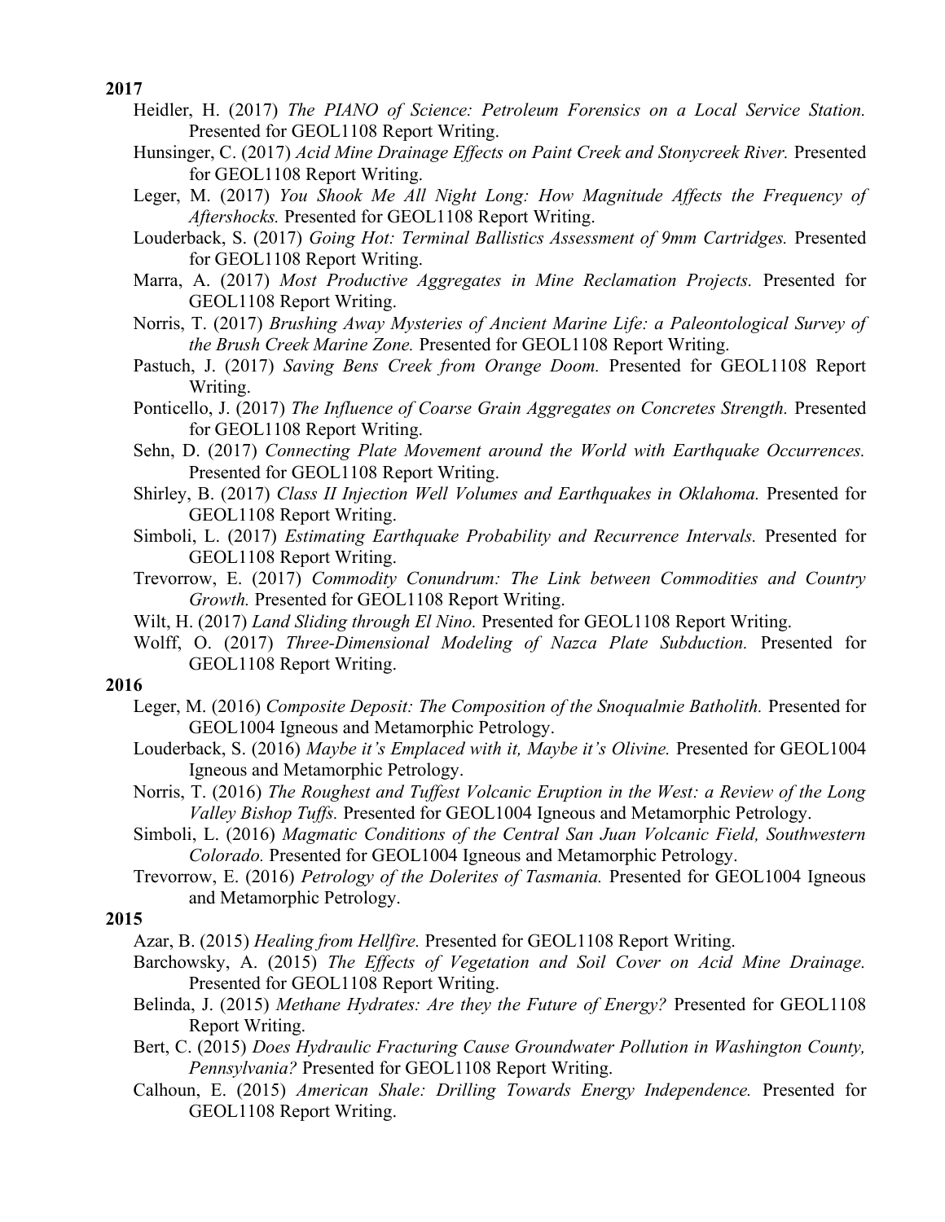**2017**

Heidler, H. (2017) *The PIANO of Science: Petroleum Forensics on a Local Service Station.* Presented for GEOL1108 Report Writing.

Hunsinger, C. (2017) *Acid Mine Drainage Effects on Paint Creek and Stonycreek River.* Presented for GEOL1108 Report Writing.

Leger, M. (2017) *You Shook Me All Night Long: How Magnitude Affects the Frequency of Aftershocks.* Presented for GEOL1108 Report Writing.

Louderback, S. (2017) *Going Hot: Terminal Ballistics Assessment of 9mm Cartridges.* Presented for GEOL1108 Report Writing.

Marra, A. (2017) *Most Productive Aggregates in Mine Reclamation Projects.* Presented for GEOL1108 Report Writing.

Norris, T. (2017) *Brushing Away Mysteries of Ancient Marine Life: a Paleontological Survey of the Brush Creek Marine Zone.* Presented for GEOL1108 Report Writing.

Pastuch, J. (2017) *Saving Bens Creek from Orange Doom.* Presented for GEOL1108 Report Writing.

Ponticello, J. (2017) *The Influence of Coarse Grain Aggregates on Concretes Strength.* Presented for GEOL1108 Report Writing.

Sehn, D. (2017) *Connecting Plate Movement around the World with Earthquake Occurrences.* Presented for GEOL1108 Report Writing.

Shirley, B. (2017) *Class II Injection Well Volumes and Earthquakes in Oklahoma.* Presented for GEOL1108 Report Writing.

Simboli, L. (2017) *Estimating Earthquake Probability and Recurrence Intervals.* Presented for GEOL1108 Report Writing.

Trevorrow, E. (2017) *Commodity Conundrum: The Link between Commodities and Country Growth.* Presented for GEOL1108 Report Writing.

Wilt, H. (2017) *Land Sliding through El Nino.* Presented for GEOL1108 Report Writing.

Wolff, O. (2017) *Three-Dimensional Modeling of Nazca Plate Subduction.* Presented for GEOL1108 Report Writing.

**2016**

Leger, M. (2016) *Composite Deposit: The Composition of the Snoqualmie Batholith.* Presented for GEOL1004 Igneous and Metamorphic Petrology.

Louderback, S. (2016) *Maybe it's Emplaced with it, Maybe it's Olivine.* Presented for GEOL1004 Igneous and Metamorphic Petrology.

Norris, T. (2016) *The Roughest and Tuffest Volcanic Eruption in the West: a Review of the Long Valley Bishop Tuffs.* Presented for GEOL1004 Igneous and Metamorphic Petrology.

Simboli, L. (2016) *Magmatic Conditions of the Central San Juan Volcanic Field, Southwestern Colorado.* Presented for GEOL1004 Igneous and Metamorphic Petrology.

Trevorrow, E. (2016) *Petrology of the Dolerites of Tasmania.* Presented for GEOL1004 Igneous and Metamorphic Petrology.

**2015**

Azar, B. (2015) *Healing from Hellfire.* Presented for GEOL1108 Report Writing.

Barchowsky, A. (2015) *The Effects of Vegetation and Soil Cover on Acid Mine Drainage.* Presented for GEOL1108 Report Writing.

Belinda, J. (2015) *Methane Hydrates: Are they the Future of Energy?* Presented for GEOL1108 Report Writing.

Bert, C. (2015) *Does Hydraulic Fracturing Cause Groundwater Pollution in Washington County, Pennsylvania?* Presented for GEOL1108 Report Writing.

Calhoun, E. (2015) *American Shale: Drilling Towards Energy Independence.* Presented for GEOL1108 Report Writing.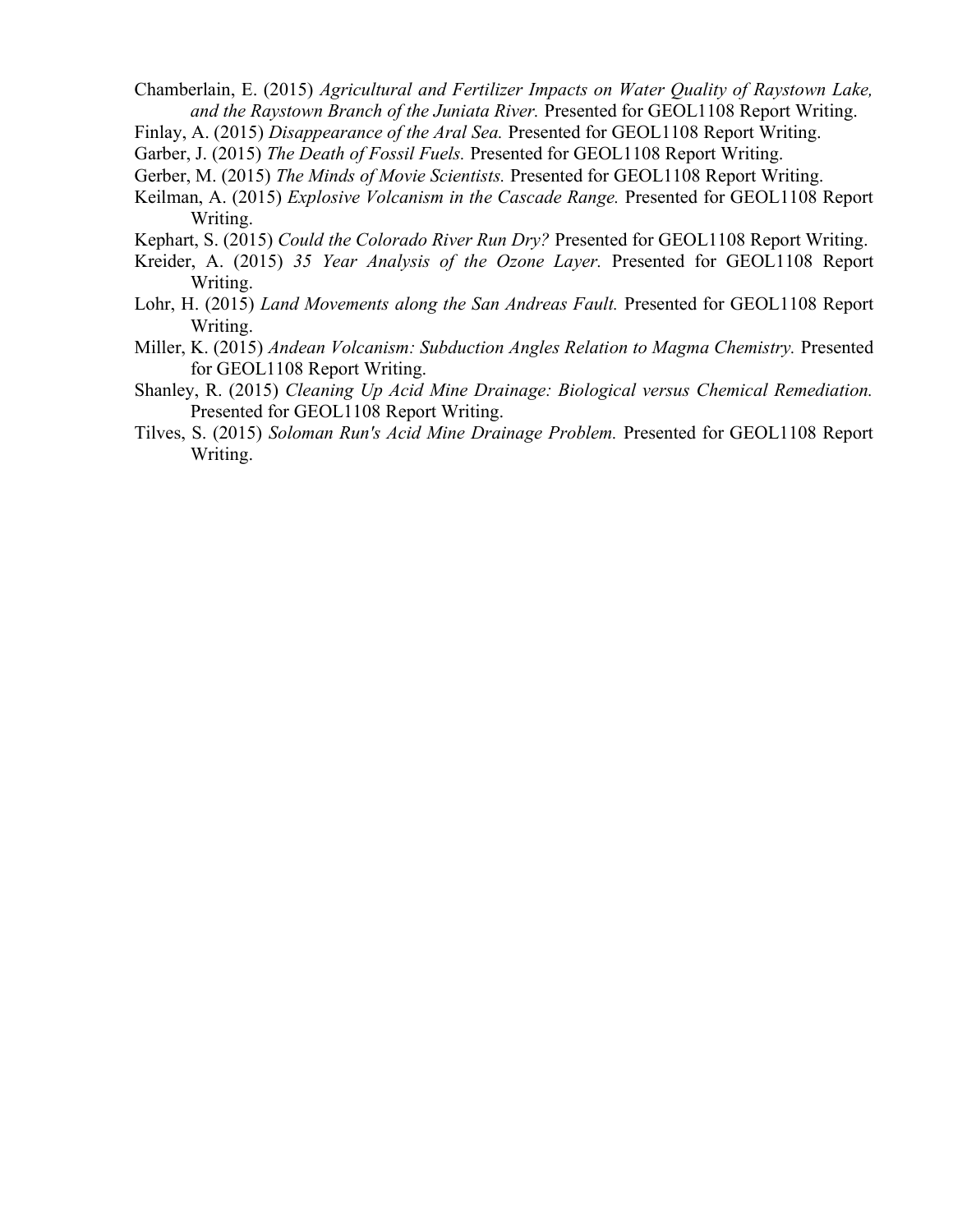Chamberlain, E. (2015) *Agricultural and Fertilizer Impacts on Water Quality of Raystown Lake, and the Raystown Branch of the Juniata River.* Presented for GEOL1108 Report Writing.

Finlay, A. (2015) *Disappearance of the Aral Sea.* Presented for GEOL1108 Report Writing.

Garber, J. (2015) *The Death of Fossil Fuels.* Presented for GEOL1108 Report Writing.

Gerber, M. (2015) *The Minds of Movie Scientists.* Presented for GEOL1108 Report Writing.

Keilman, A. (2015) *Explosive Volcanism in the Cascade Range.* Presented for GEOL1108 Report Writing.

Kephart, S. (2015) *Could the Colorado River Run Dry?* Presented for GEOL1108 Report Writing.

Kreider, A. (2015) *35 Year Analysis of the Ozone Layer.* Presented for GEOL1108 Report Writing.

Lohr, H. (2015) *Land Movements along the San Andreas Fault.* Presented for GEOL1108 Report Writing.

Miller, K. (2015) *Andean Volcanism: Subduction Angles Relation to Magma Chemistry.* Presented for GEOL1108 Report Writing.

Shanley, R. (2015) *Cleaning Up Acid Mine Drainage: Biological versus Chemical Remediation.* Presented for GEOL1108 Report Writing.

Tilves, S. (2015) *Soloman Run's Acid Mine Drainage Problem.* Presented for GEOL1108 Report Writing.